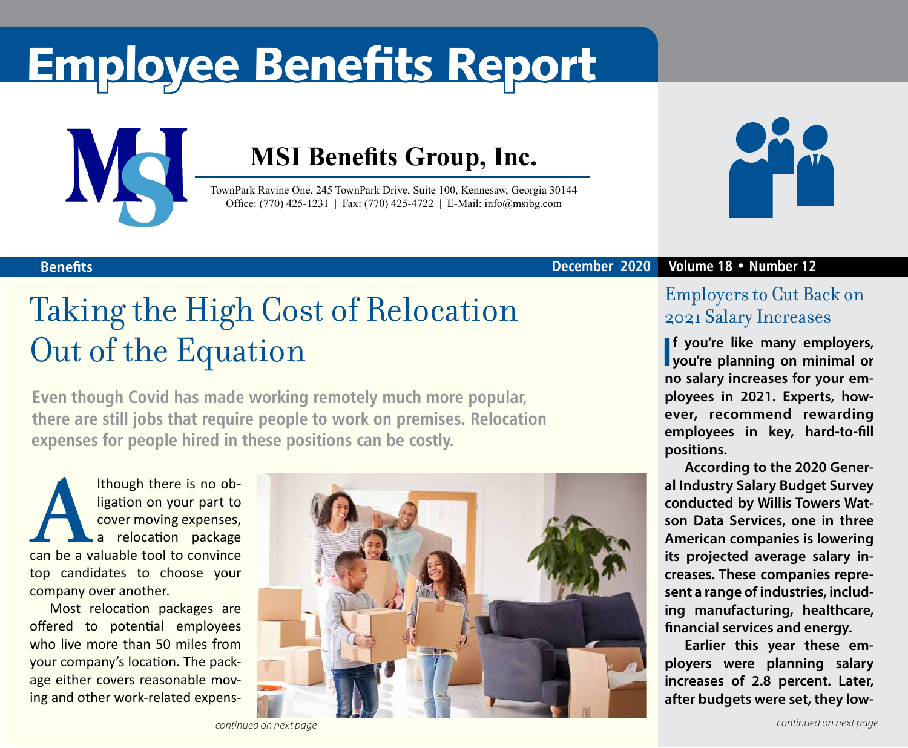# Employee Benefits Report

**MSI Benefits Group, Inc.**

TownPark Ravine One, 245 TownPark Drive, Suite 100, Kennesaw, Georgia 30144
Office: (770) 425-1231 | Fax: (770) 425-4722 | E-Mail: info@msibg.com

Benefits — December 2020 — Volume 18 • Number 12

## Taking the High Cost of Relocation Out of the Equation

**Even though Covid has made working remotely much more popular, there are still jobs that require people to work on premises. Relocation expenses for people hired in these positions can be costly.**

Although there is no obligation on your part to cover moving expenses, a relocation package can be a valuable tool to convince top candidates to choose your company over another.

Most relocation packages are offered to potential employees who live more than 50 miles from your company's location. The package either covers reasonable moving and other work-related expens-

*continued on next page*

## Employers to Cut Back on 2021 Salary Increases

**If you're like many employers, you're planning on minimal or no salary increases for your employees in 2021. Experts, however, recommend rewarding employees in key, hard-to-fill positions.**

**According to the 2020 General Industry Salary Budget Survey conducted by Willis Towers Watson Data Services, one in three American companies is lowering its projected average salary increases. These companies represent a range of industries, including manufacturing, healthcare, financial services and energy.**

**Earlier this year these employers were planning salary increases of 2.8 percent. Later, after budgets were set, they low-**

*continued on next page*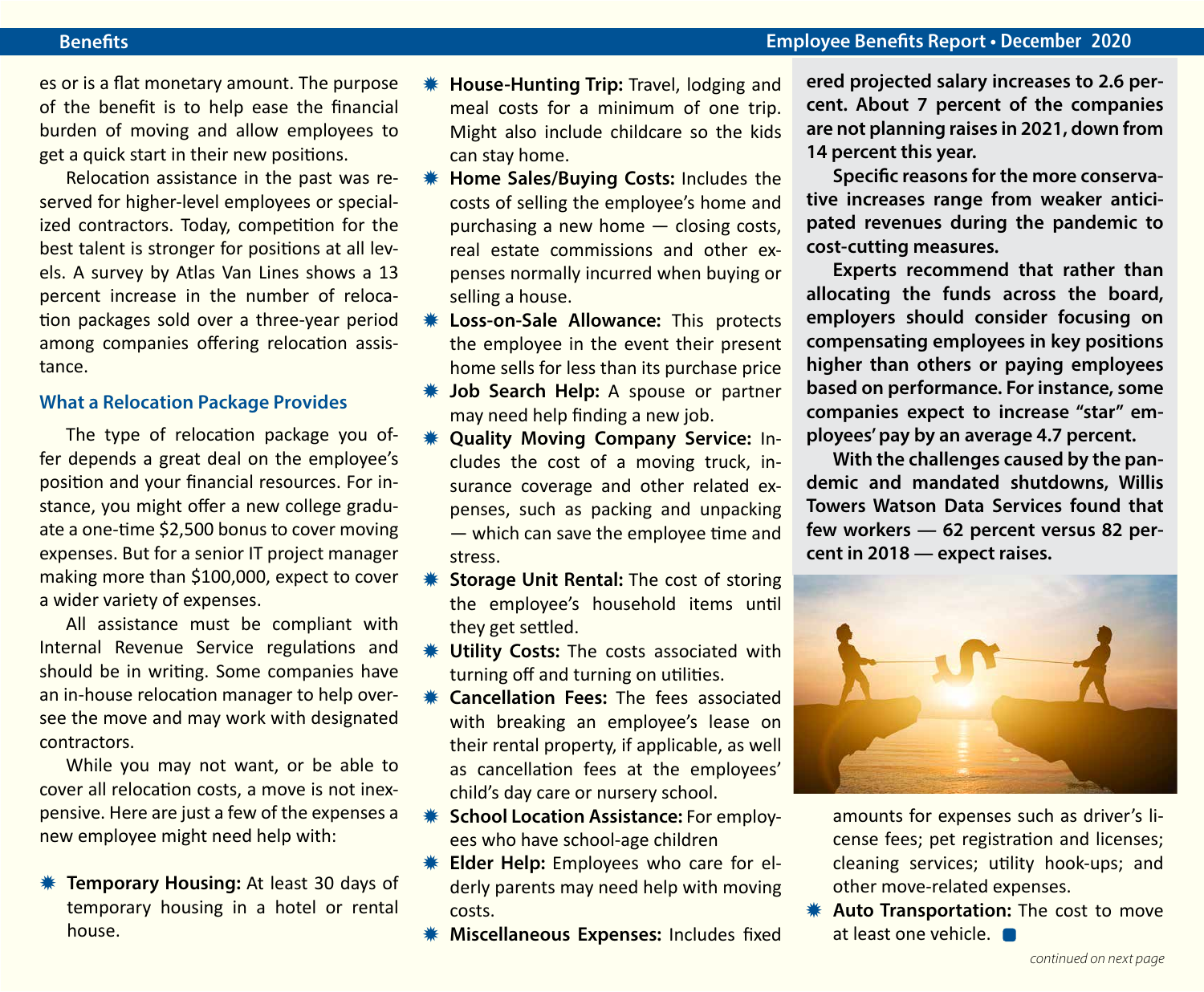es or is a flat monetary amount. The purpose of the benefit is to help ease the financial burden of moving and allow employees to get a quick start in their new positions.

Relocation assistance in the past was reserved for higher-level employees or specialized contractors. Today, competition for the best talent is stronger for positions at all levels. A survey by Atlas Van Lines shows a 13 percent increase in the number of relocation packages sold over a three-year period among companies offering relocation assistance.

### What a Relocation Package Provides

The type of relocation package you offer depends a great deal on the employee's position and your financial resources. For instance, you might offer a new college graduate a one-time $2,500 bonus to cover moving expenses. But for a senior IT project manager making more than $100,000, expect to cover a wider variety of expenses.

All assistance must be compliant with Internal Revenue Service regulations and should be in writing. Some companies have an in-house relocation manager to help oversee the move and may work with designated contractors.

While you may not want, or be able to cover all relocation costs, a move is not inexpensive. Here are just a few of the expenses a new employee might need help with:

- **Temporary Housing:** At least 30 days of temporary housing in a hotel or rental house.
- **House-Hunting Trip:** Travel, lodging and meal costs for a minimum of one trip. Might also include childcare so the kids can stay home.
- **Home Sales/Buying Costs:** Includes the costs of selling the employee's home and purchasing a new home — closing costs, real estate commissions and other expenses normally incurred when buying or selling a house.
- **Loss-on-Sale Allowance:** This protects the employee in the event their present home sells for less than its purchase price
- **Job Search Help:** A spouse or partner may need help finding a new job.
- **Quality Moving Company Service:** Includes the cost of a moving truck, insurance coverage and other related expenses, such as packing and unpacking — which can save the employee time and stress.
- **Storage Unit Rental:** The cost of storing the employee's household items until they get settled.
- **Utility Costs:** The costs associated with turning off and turning on utilities.
- **Cancellation Fees:** The fees associated with breaking an employee's lease on their rental property, if applicable, as well as cancellation fees at the employees' child's day care or nursery school.
- **School Location Assistance:** For employees who have school-age children
- **Elder Help:** Employees who care for elderly parents may need help with moving costs.
- **Miscellaneous Expenses:** Includes fixed amounts for expenses such as driver's license fees; pet registration and licenses; cleaning services; utility hook-ups; and other move-related expenses.
- **Auto Transportation:** The cost to move at least one vehicle.

*continued on next page*

**ered projected salary increases to 2.6 percent. About 7 percent of the companies are not planning raises in 2021, down from 14 percent this year.**

**Specific reasons for the more conservative increases range from weaker anticipated revenues during the pandemic to cost-cutting measures.**

**Experts recommend that rather than allocating the funds across the board, employers should consider focusing on compensating employees in key positions higher than others or paying employees based on performance. For instance, some companies expect to increase "star" employees' pay by an average 4.7 percent.**

**With the challenges caused by the pandemic and mandated shutdowns, Willis Towers Watson Data Services found that few workers — 62 percent versus 82 percent in 2018 — expect raises.**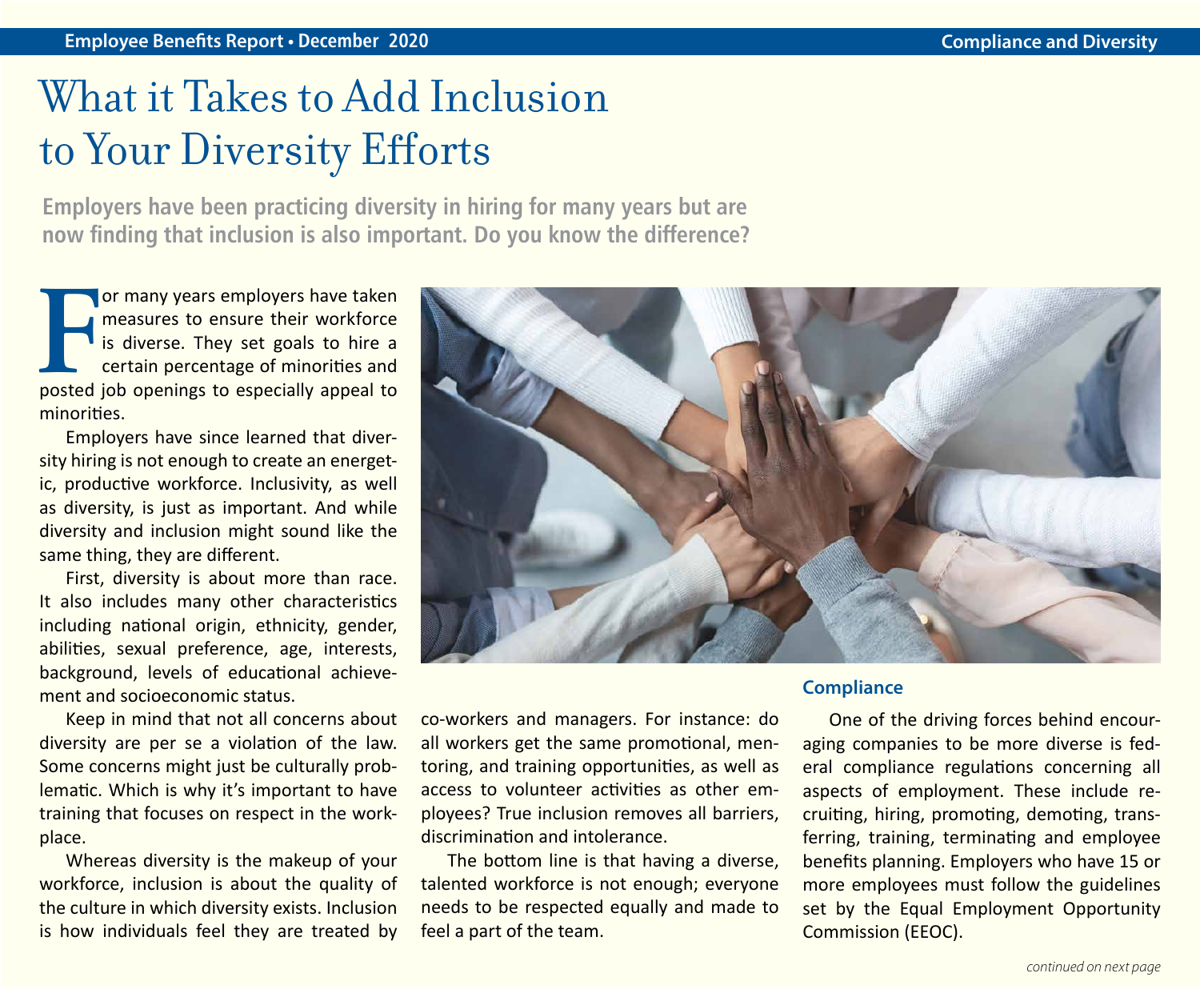# What it Takes to Add Inclusion to Your Diversity Efforts

**Employers have been practicing diversity in hiring for many years but are now finding that inclusion is also important. Do you know the difference?**

For many years employers have taken measures to ensure their workforce is diverse. They set goals to hire a certain percentage of minorities and posted job openings to especially appeal to minorities.

Employers have since learned that diversity hiring is not enough to create an energetic, productive workforce. Inclusivity, as well as diversity, is just as important. And while diversity and inclusion might sound like the same thing, they are different.

First, diversity is about more than race. It also includes many other characteristics including national origin, ethnicity, gender, abilities, sexual preference, age, interests, background, levels of educational achievement and socioeconomic status.

Keep in mind that not all concerns about diversity are per se a violation of the law. Some concerns might just be culturally problematic. Which is why it's important to have training that focuses on respect in the workplace.

Whereas diversity is the makeup of your workforce, inclusion is about the quality of the culture in which diversity exists. Inclusion is how individuals feel they are treated by co-workers and managers. For instance: do all workers get the same promotional, mentoring, and training opportunities, as well as access to volunteer activities as other employees? True inclusion removes all barriers, discrimination and intolerance.

The bottom line is that having a diverse, talented workforce is not enough; everyone needs to be respected equally and made to feel a part of the team.

## Compliance

One of the driving forces behind encouraging companies to be more diverse is federal compliance regulations concerning all aspects of employment. These include recruiting, hiring, promoting, demoting, transferring, training, terminating and employee benefits planning. Employers who have 15 or more employees must follow the guidelines set by the Equal Employment Opportunity Commission (EEOC).

*continued on next page*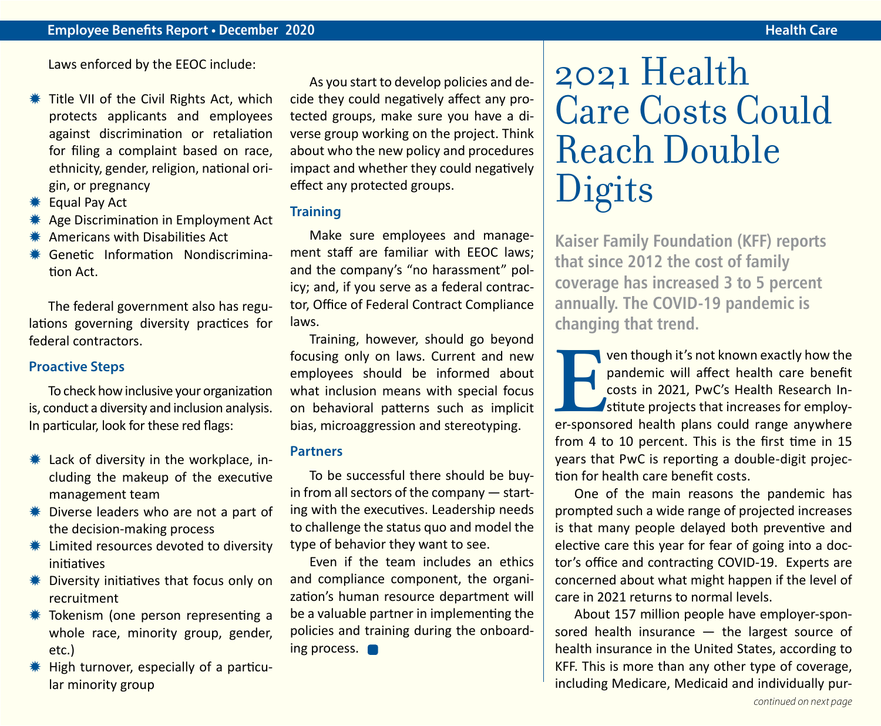Laws enforced by the EEOC include:

- Title VII of the Civil Rights Act, which protects applicants and employees against discrimination or retaliation for filing a complaint based on race, ethnicity, gender, religion, national origin, or pregnancy
- Equal Pay Act
- Age Discrimination in Employment Act
- Americans with Disabilities Act
- Genetic Information Nondiscrimination Act.

The federal government also has regulations governing diversity practices for federal contractors.

### Proactive Steps

To check how inclusive your organization is, conduct a diversity and inclusion analysis. In particular, look for these red flags:

- Lack of diversity in the workplace, including the makeup of the executive management team
- Diverse leaders who are not a part of the decision-making process
- Limited resources devoted to diversity initiatives
- Diversity initiatives that focus only on recruitment
- Tokenism (one person representing a whole race, minority group, gender, etc.)
- High turnover, especially of a particular minority group

As you start to develop policies and decide they could negatively affect any protected groups, make sure you have a diverse group working on the project. Think about who the new policy and procedures impact and whether they could negatively effect any protected groups.

### Training

Make sure employees and management staff are familiar with EEOC laws; and the company's "no harassment" policy; and, if you serve as a federal contractor, Office of Federal Contract Compliance laws.

Training, however, should go beyond focusing only on laws. Current and new employees should be informed about what inclusion means with special focus on behavioral patterns such as implicit bias, microaggression and stereotyping.

### Partners

To be successful there should be buy-in from all sectors of the company — starting with the executives. Leadership needs to challenge the status quo and model the type of behavior they want to see.

Even if the team includes an ethics and compliance component, the organization's human resource department will be a valuable partner in implementing the policies and training during the onboarding process.

# 2021 Health Care Costs Could Reach Double Digits

**Kaiser Family Foundation (KFF) reports that since 2012 the cost of family coverage has increased 3 to 5 percent annually. The COVID-19 pandemic is changing that trend.**

Even though it's not known exactly how the pandemic will affect health care benefit costs in 2021, PwC's Health Research Institute projects that increases for employer-sponsored health plans could range anywhere from 4 to 10 percent. This is the first time in 15 years that PwC is reporting a double-digit projection for health care benefit costs.

One of the main reasons the pandemic has prompted such a wide range of projected increases is that many people delayed both preventive and elective care this year for fear of going into a doctor's office and contracting COVID-19. Experts are concerned about what might happen if the level of care in 2021 returns to normal levels.

About 157 million people have employer-sponsored health insurance — the largest source of health insurance in the United States, according to KFF. This is more than any other type of coverage, including Medicare, Medicaid and individually pur-

*continued on next page*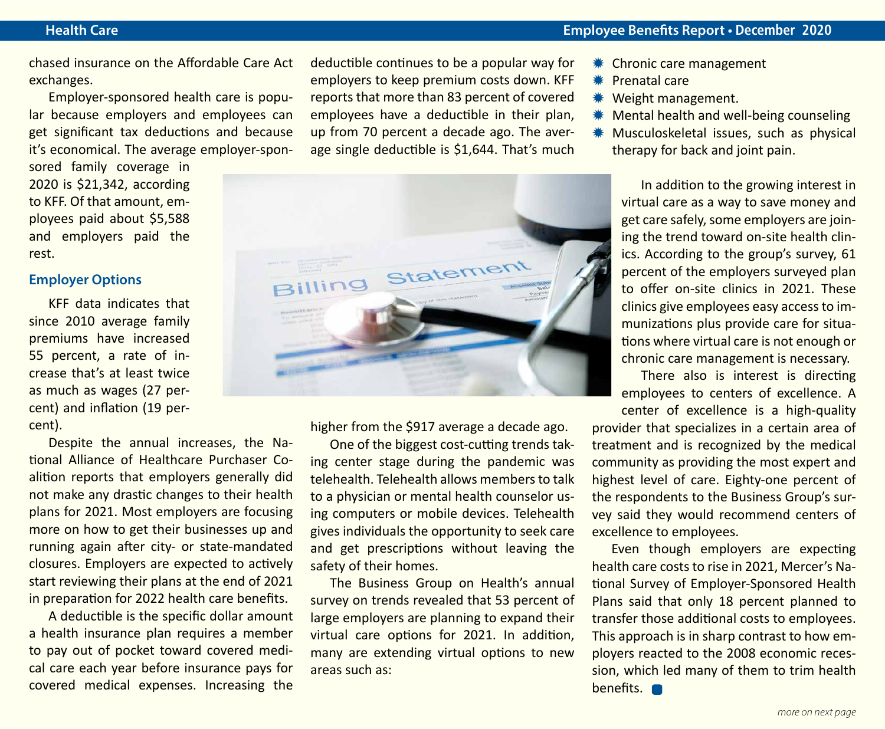chased insurance on the Affordable Care Act exchanges.

Employer-sponsored health care is popular because employers and employees can get significant tax deductions and because it's economical. The average employer-sponsored family coverage in 2020 is $21,342, according to KFF. Of that amount, employees paid about $5,588 and employers paid the rest.

### Employer Options

KFF data indicates that since 2010 average family premiums have increased 55 percent, a rate of increase that's at least twice as much as wages (27 percent) and inflation (19 percent).

Despite the annual increases, the National Alliance of Healthcare Purchaser Coalition reports that employers generally did not make any drastic changes to their health plans for 2021. Most employers are focusing more on how to get their businesses up and running again after city- or state-mandated closures. Employers are expected to actively start reviewing their plans at the end of 2021 in preparation for 2022 health care benefits.

A deductible is the specific dollar amount a health insurance plan requires a member to pay out of pocket toward covered medical care each year before insurance pays for covered medical expenses. Increasing the deductible continues to be a popular way for employers to keep premium costs down. KFF reports that more than 83 percent of covered employees have a deductible in their plan, up from 70 percent a decade ago. The average single deductible is $1,644. That's much higher from the $917 average a decade ago.

One of the biggest cost-cutting trends taking center stage during the pandemic was telehealth. Telehealth allows members to talk to a physician or mental health counselor using computers or mobile devices. Telehealth gives individuals the opportunity to seek care and get prescriptions without leaving the safety of their homes.

The Business Group on Health's annual survey on trends revealed that 53 percent of large employers are planning to expand their virtual care options for 2021. In addition, many are extending virtual options to new areas such as:

- Chronic care management
- Prenatal care
- Weight management.
- Mental health and well-being counseling
- Musculoskeletal issues, such as physical therapy for back and joint pain.

In addition to the growing interest in virtual care as a way to save money and get care safely, some employers are joining the trend toward on-site health clinics. According to the group's survey, 61 percent of the employers surveyed plan to offer on-site clinics in 2021. These clinics give employees easy access to immunizations plus provide care for situations where virtual care is not enough or chronic care management is necessary.

There also is interest is directing employees to centers of excellence. A center of excellence is a high-quality provider that specializes in a certain area of treatment and is recognized by the medical community as providing the most expert and highest level of care. Eighty-one percent of the respondents to the Business Group's survey said they would recommend centers of excellence to employees.

Even though employers are expecting health care costs to rise in 2021, Mercer's National Survey of Employer-Sponsored Health Plans said that only 18 percent planned to transfer those additional costs to employees. This approach is in sharp contrast to how employers reacted to the 2008 economic recession, which led many of them to trim health benefits.

*more on next page*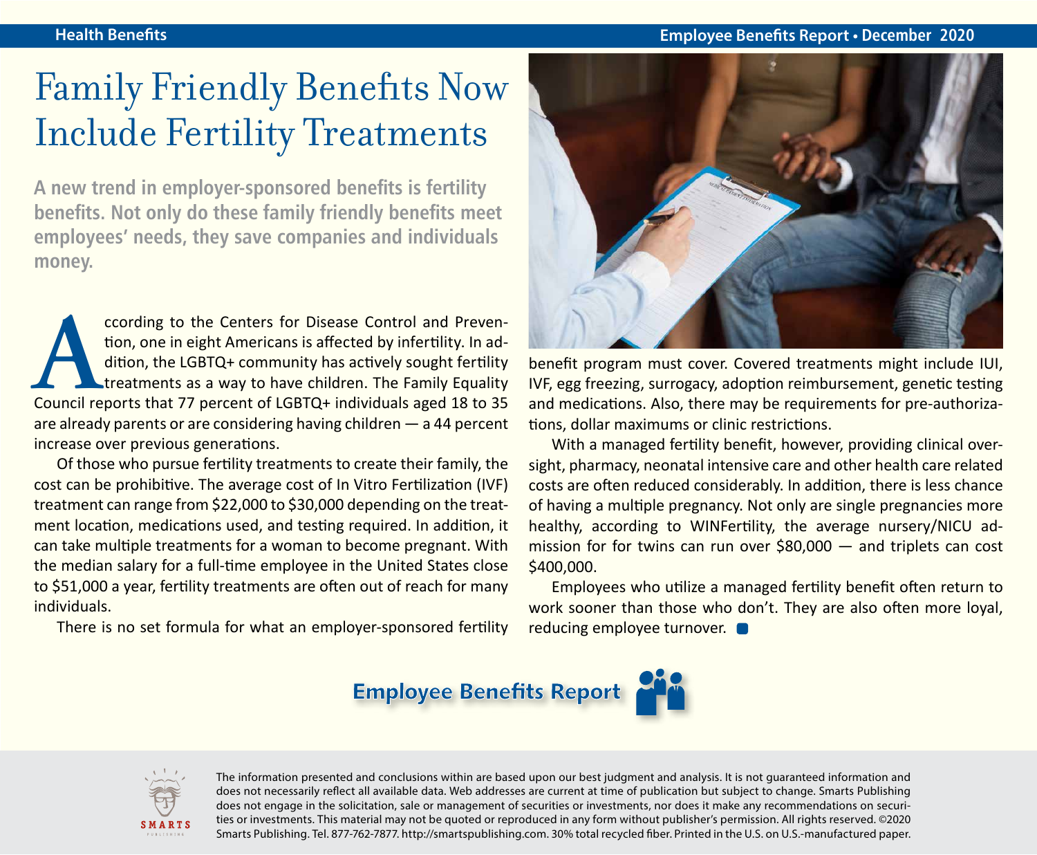# Family Friendly Benefits Now Include Fertility Treatments

**A new trend in employer-sponsored benefits is fertility benefits. Not only do these family friendly benefits meet employees' needs, they save companies and individuals money.**

According to the Centers for Disease Control and Prevention, one in eight Americans is affected by infertility. In addition, the LGBTQ+ community has actively sought fertility treatments as a way to have children. The Family Equality Council reports that 77 percent of LGBTQ+ individuals aged 18 to 35 are already parents or are considering having children — a 44 percent increase over previous generations.

Of those who pursue fertility treatments to create their family, the cost can be prohibitive. The average cost of In Vitro Fertilization (IVF) treatment can range from $22,000 to $30,000 depending on the treatment location, medications used, and testing required. In addition, it can take multiple treatments for a woman to become pregnant. With the median salary for a full-time employee in the United States close to $51,000 a year, fertility treatments are often out of reach for many individuals.

There is no set formula for what an employer-sponsored fertility benefit program must cover. Covered treatments might include IUI, IVF, egg freezing, surrogacy, adoption reimbursement, genetic testing and medications. Also, there may be requirements for pre-authorizations, dollar maximums or clinic restrictions.

With a managed fertility benefit, however, providing clinical oversight, pharmacy, neonatal intensive care and other health care related costs are often reduced considerably. In addition, there is less chance of having a multiple pregnancy. Not only are single pregnancies more healthy, according to WINFertility, the average nursery/NICU admission for for twins can run over $80,000 — and triplets can cost $400,000.

Employees who utilize a managed fertility benefit often return to work sooner than those who don't. They are also often more loyal, reducing employee turnover.

**Employee Benefits Report**

The information presented and conclusions within are based upon our best judgment and analysis. It is not guaranteed information and does not necessarily reflect all available data. Web addresses are current at time of publication but subject to change. Smarts Publishing does not engage in the solicitation, sale or management of securities or investments, nor does it make any recommendations on securities or investments. This material may not be quoted or reproduced in any form without publisher's permission. All rights reserved. ©2020 Smarts Publishing. Tel. 877-762-7877. http://smartspublishing.com. 30% total recycled fiber. Printed in the U.S. on U.S.-manufactured paper.